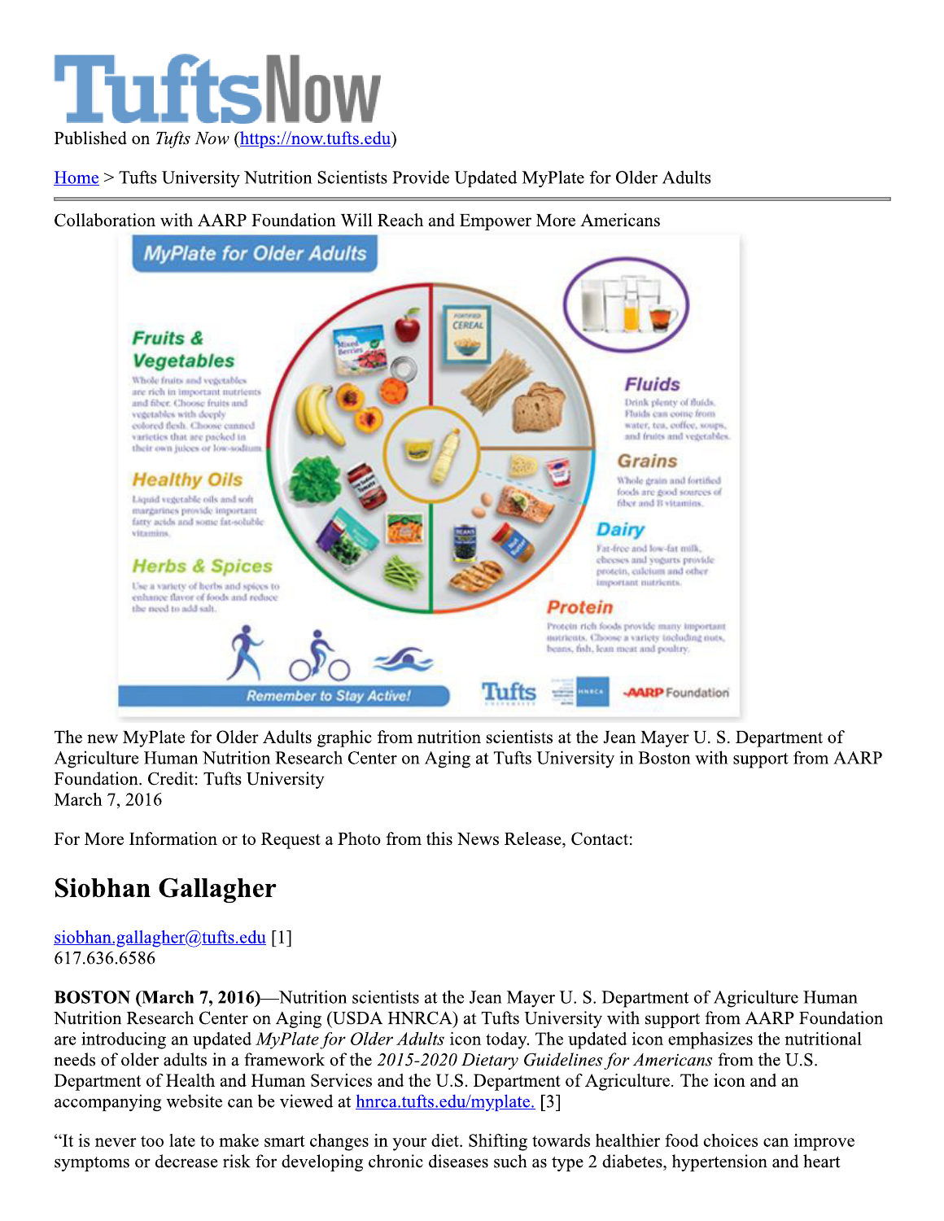# TuftsNow

Published on *Tufts Now* (https://now.tufts.edu)

Home > Tufts University Nutrition Scientists Provide Updated MyPlate for Older Adults

Collaboration with AARP Foundation Will Reach and Empower More Americans

The new MyPlate for Older Adults graphic from nutrition scientists at the Jean Mayer U. S. Department of Agriculture Human Nutrition Research Center on Aging at Tufts University in Boston with support from AARP Foundation. Credit: Tufts University

March 7, 2016

For More Information or to Request a Photo from this News Release, Contact:

## Siobhan Gallagher

siobhan.gallagher@tufts.edu [1]
617.636.6586

**BOSTON (March 7, 2016)**—Nutrition scientists at the Jean Mayer U. S. Department of Agriculture Human Nutrition Research Center on Aging (USDA HNRCA) at Tufts University with support from AARP Foundation are introducing an updated *MyPlate for Older Adults* icon today. The updated icon emphasizes the nutritional needs of older adults in a framework of the *2015-2020 Dietary Guidelines for Americans* from the U.S. Department of Health and Human Services and the U.S. Department of Agriculture. The icon and an accompanying website can be viewed at hnrca.tufts.edu/myplate. [3]

"It is never too late to make smart changes in your diet. Shifting towards healthier food choices can improve symptoms or decrease risk for developing chronic diseases such as type 2 diabetes, hypertension and heart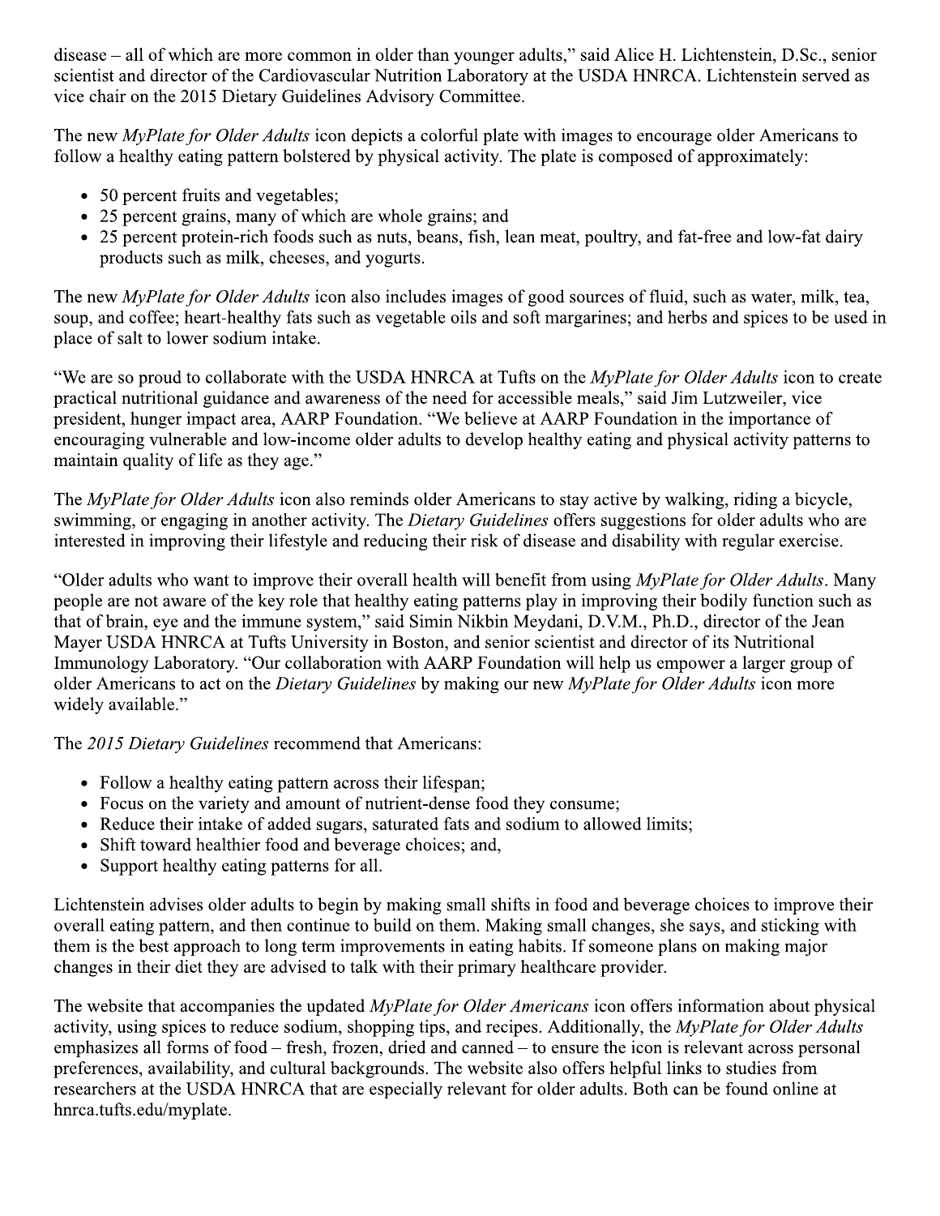disease – all of which are more common in older than younger adults," said Alice H. Lichtenstein, D.Sc., senior scientist and director of the Cardiovascular Nutrition Laboratory at the USDA HNRCA. Lichtenstein served as vice chair on the 2015 Dietary Guidelines Advisory Committee.

The new *MyPlate for Older Adults* icon depicts a colorful plate with images to encourage older Americans to follow a healthy eating pattern bolstered by physical activity. The plate is composed of approximately:

- 50 percent fruits and vegetables;
- 25 percent grains, many of which are whole grains; and
- 25 percent protein-rich foods such as nuts, beans, fish, lean meat, poultry, and fat-free and low-fat dairy products such as milk, cheeses, and yogurts.

The new *MyPlate for Older Adults* icon also includes images of good sources of fluid, such as water, milk, tea, soup, and coffee; heart-healthy fats such as vegetable oils and soft margarines; and herbs and spices to be used in place of salt to lower sodium intake.

"We are so proud to collaborate with the USDA HNRCA at Tufts on the *MyPlate for Older Adults* icon to create practical nutritional guidance and awareness of the need for accessible meals," said Jim Lutzweiler, vice president, hunger impact area, AARP Foundation. "We believe at AARP Foundation in the importance of encouraging vulnerable and low-income older adults to develop healthy eating and physical activity patterns to maintain quality of life as they age."

The *MyPlate for Older Adults* icon also reminds older Americans to stay active by walking, riding a bicycle, swimming, or engaging in another activity. The *Dietary Guidelines* offers suggestions for older adults who are interested in improving their lifestyle and reducing their risk of disease and disability with regular exercise.

"Older adults who want to improve their overall health will benefit from using *MyPlate for Older Adults*. Many people are not aware of the key role that healthy eating patterns play in improving their bodily function such as that of brain, eye and the immune system," said Simin Nikbin Meydani, D.V.M., Ph.D., director of the Jean Mayer USDA HNRCA at Tufts University in Boston, and senior scientist and director of its Nutritional Immunology Laboratory. "Our collaboration with AARP Foundation will help us empower a larger group of older Americans to act on the *Dietary Guidelines* by making our new *MyPlate for Older Adults* icon more widely available."

The *2015 Dietary Guidelines* recommend that Americans:

- Follow a healthy eating pattern across their lifespan;
- Focus on the variety and amount of nutrient-dense food they consume;
- Reduce their intake of added sugars, saturated fats and sodium to allowed limits;
- Shift toward healthier food and beverage choices; and,
- Support healthy eating patterns for all.

Lichtenstein advises older adults to begin by making small shifts in food and beverage choices to improve their overall eating pattern, and then continue to build on them. Making small changes, she says, and sticking with them is the best approach to long term improvements in eating habits. If someone plans on making major changes in their diet they are advised to talk with their primary healthcare provider.

The website that accompanies the updated *MyPlate for Older Americans* icon offers information about physical activity, using spices to reduce sodium, shopping tips, and recipes. Additionally, the *MyPlate for Older Adults* emphasizes all forms of food – fresh, frozen, dried and canned – to ensure the icon is relevant across personal preferences, availability, and cultural backgrounds. The website also offers helpful links to studies from researchers at the USDA HNRCA that are especially relevant for older adults. Both can be found online at hnrca.tufts.edu/myplate.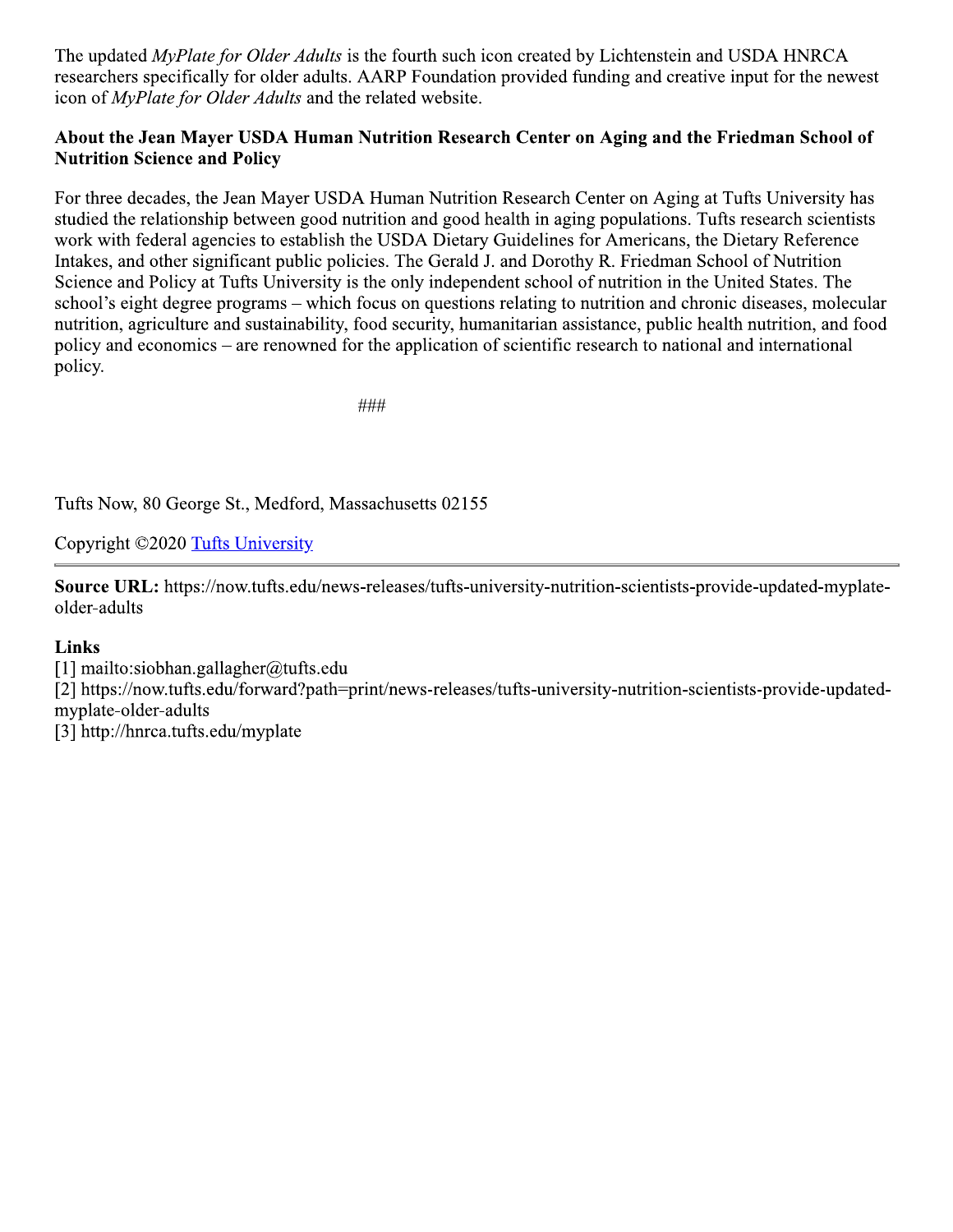The updated *MyPlate for Older Adults* is the fourth such icon created by Lichtenstein and USDA HNRCA researchers specifically for older adults. AARP Foundation provided funding and creative input for the newest icon of *MyPlate for Older Adults* and the related website.

**About the Jean Mayer USDA Human Nutrition Research Center on Aging and the Friedman School of Nutrition Science and Policy**

For three decades, the Jean Mayer USDA Human Nutrition Research Center on Aging at Tufts University has studied the relationship between good nutrition and good health in aging populations. Tufts research scientists work with federal agencies to establish the USDA Dietary Guidelines for Americans, the Dietary Reference Intakes, and other significant public policies. The Gerald J. and Dorothy R. Friedman School of Nutrition Science and Policy at Tufts University is the only independent school of nutrition in the United States. The school's eight degree programs – which focus on questions relating to nutrition and chronic diseases, molecular nutrition, agriculture and sustainability, food security, humanitarian assistance, public health nutrition, and food policy and economics – are renowned for the application of scientific research to national and international policy.

###

Tufts Now, 80 George St., Medford, Massachusetts 02155

Copyright ©2020 Tufts University

---

**Source URL:** https://now.tufts.edu/news-releases/tufts-university-nutrition-scientists-provide-updated-myplate-older-adults

**Links**
[1] mailto:siobhan.gallagher@tufts.edu
[2] https://now.tufts.edu/forward?path=print/news-releases/tufts-university-nutrition-scientists-provide-updated-myplate-older-adults
[3] http://hnrca.tufts.edu/myplate